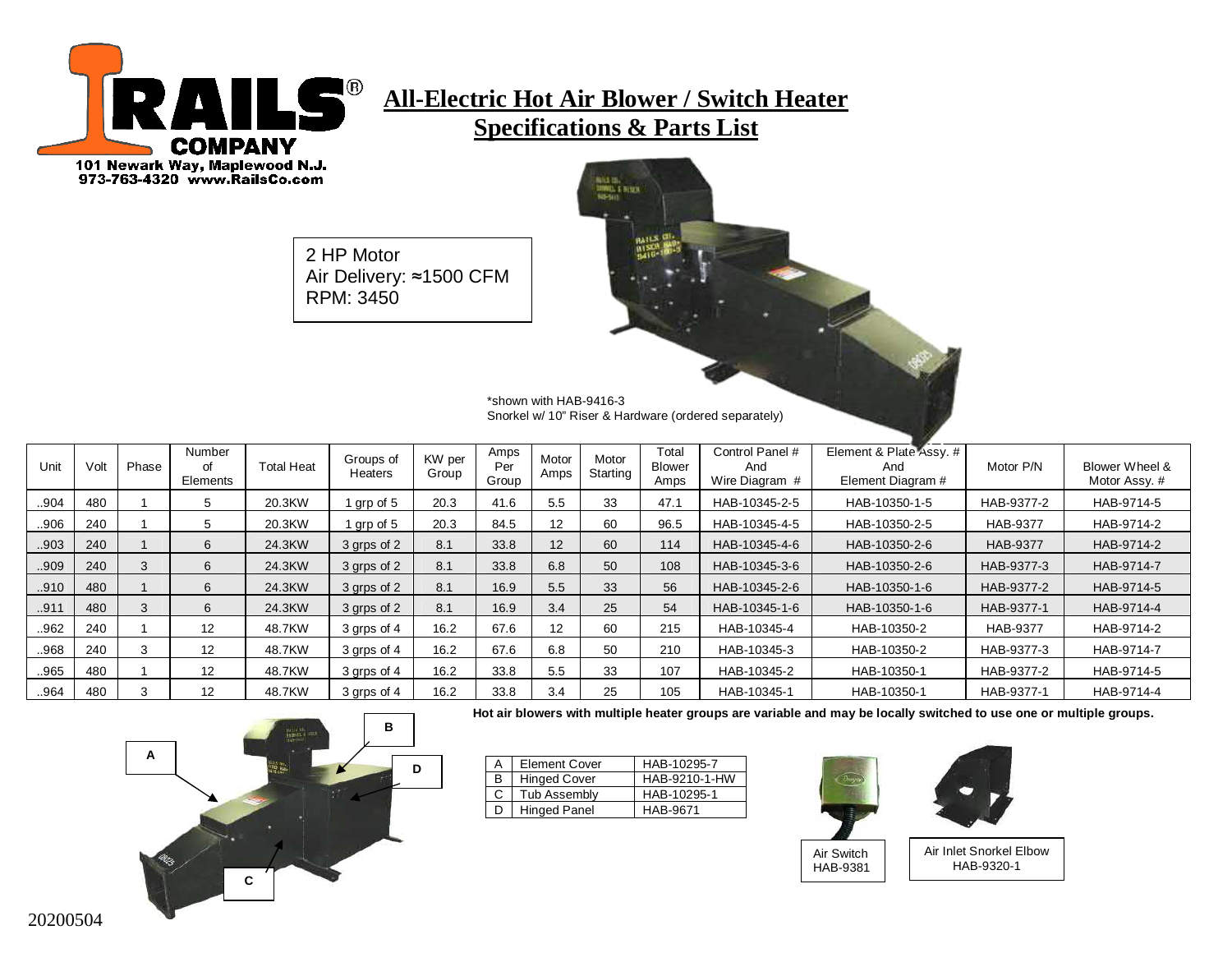**RAILS® COMPANY**
101 Newark Way, Maplewood N.J.
973-763-4320 www.RailsCo.com

# All-Electric Hot Air Blower / Switch Heater
## Specifications & Parts List

2 HP Motor
Air Delivery: ≈1500 CFM
RPM: 3450

*shown with HAB-9416-3
Snorkel w/ 10" Riser & Hardware (ordered separately)

| Unit | Volt | Phase | Number of Elements | Total Heat | Groups of Heaters | KW per Group | Amps Per Group | Motor Amps | Motor Starting | Total Blower Amps | Control Panel # And Wire Diagram # | Element & Plate Assy. # And Element Diagram # | Motor P/N | Blower Wheel & Motor Assy. # |
|---|---|---|---|---|---|---|---|---|---|---|---|---|---|---|
| ..904 | 480 | 1 | 5 | 20.3KW | 1 grp of 5 | 20.3 | 41.6 | 5.5 | 33 | 47.1 | HAB-10345-2-5 | HAB-10350-1-5 | HAB-9377-2 | HAB-9714-5 |
| ..906 | 240 | 1 | 5 | 20.3KW | 1 grp of 5 | 20.3 | 84.5 | 12 | 60 | 96.5 | HAB-10345-4-5 | HAB-10350-2-5 | HAB-9377 | HAB-9714-2 |
| ..903 | 240 | 1 | 6 | 24.3KW | 3 grps of 2 | 8.1 | 33.8 | 12 | 60 | 114 | HAB-10345-4-6 | HAB-10350-2-6 | HAB-9377 | HAB-9714-2 |
| ..909 | 240 | 3 | 6 | 24.3KW | 3 grps of 2 | 8.1 | 33.8 | 6.8 | 50 | 108 | HAB-10345-3-6 | HAB-10350-2-6 | HAB-9377-3 | HAB-9714-7 |
| ..910 | 480 | 1 | 6 | 24.3KW | 3 grps of 2 | 8.1 | 16.9 | 5.5 | 33 | 56 | HAB-10345-2-6 | HAB-10350-1-6 | HAB-9377-2 | HAB-9714-5 |
| ..911 | 480 | 3 | 6 | 24.3KW | 3 grps of 2 | 8.1 | 16.9 | 3.4 | 25 | 54 | HAB-10345-1-6 | HAB-10350-1-6 | HAB-9377-1 | HAB-9714-4 |
| ..962 | 240 | 1 | 12 | 48.7KW | 3 grps of 4 | 16.2 | 67.6 | 12 | 60 | 215 | HAB-10345-4 | HAB-10350-2 | HAB-9377 | HAB-9714-2 |
| ..968 | 240 | 3 | 12 | 48.7KW | 3 grps of 4 | 16.2 | 67.6 | 6.8 | 50 | 210 | HAB-10345-3 | HAB-10350-2 | HAB-9377-3 | HAB-9714-7 |
| ..965 | 480 | 1 | 12 | 48.7KW | 3 grps of 4 | 16.2 | 33.8 | 5.5 | 33 | 107 | HAB-10345-2 | HAB-10350-1 | HAB-9377-2 | HAB-9714-5 |
| ..964 | 480 | 3 | 12 | 48.7KW | 3 grps of 4 | 16.2 | 33.8 | 3.4 | 25 | 105 | HAB-10345-1 | HAB-10350-1 | HAB-9377-1 | HAB-9714-4 |

**Hot air blowers with multiple heater groups are variable and may be locally switched to use one or multiple groups.**

| | | |
|---|---|---|
| A | Element Cover | HAB-10295-7 |
| B | Hinged Cover | HAB-9210-1-HW |
| C | Tub Assembly | HAB-10295-1 |
| D | Hinged Panel | HAB-9671 |

Air Switch
HAB-9381

Air Inlet Snorkel Elbow
HAB-9320-1

20200504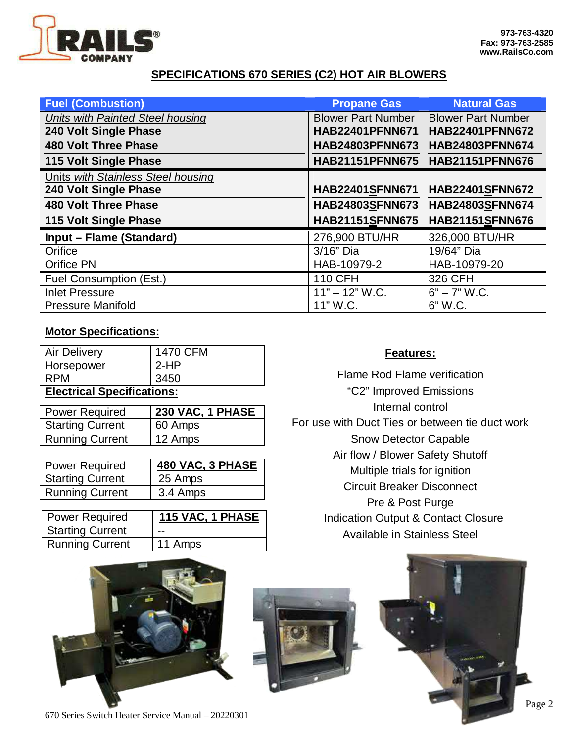**RAILS® COMPANY**

**973-763-4320**
**Fax: 973-763-2585**
**www.RailsCo.com**

## SPECIFICATIONS 670 SERIES (C2) HOT AIR BLOWERS

| Fuel (Combustion) | Propane Gas | Natural Gas |
|---|---|---|
| *Units with Painted Steel housing* | Blower Part Number | Blower Part Number |
| **240 Volt Single Phase** | **HAB22401PFNN671** | **HAB22401PFNN672** |
| **480 Volt Three Phase** | **HAB24803PFNN673** | **HAB24803PFNN674** |
| **115 Volt Single Phase** | **HAB21151PFNN675** | **HAB21151PFNN676** |
| Units *with Stainless Steel housing* | | |
| **240 Volt Single Phase** | **HAB22401SFNN671** | **HAB22401SFNN672** |
| **480 Volt Three Phase** | **HAB24803SFNN673** | **HAB24803SFNN674** |
| **115 Volt Single Phase** | **HAB21151SFNN675** | **HAB21151SFNN676** |
| **Input – Flame (Standard)** | 276,900 BTU/HR | 326,000 BTU/HR |
| Orifice | 3/16" Dia | 19/64" Dia |
| Orifice PN | HAB-10979-2 | HAB-10979-20 |
| Fuel Consumption (Est.) | 110 CFH | 326 CFH |
| Inlet Pressure | 11" – 12" W.C. | 6" – 7" W.C. |
| Pressure Manifold | 11" W.C. | 6" W.C. |

### Motor Specifications:

| Air Delivery | 1470 CFM |
|---|---|
| Horsepower | 2-HP |
| RPM | 3450 |

### Electrical Specifications:

| Power Required | **230 VAC, 1 PHASE** |
|---|---|
| Starting Current | 60 Amps |
| Running Current | 12 Amps |

| Power Required | **480 VAC, 3 PHASE** |
|---|---|
| Starting Current | 25 Amps |
| Running Current | 3.4 Amps |

| Power Required | **115 VAC, 1 PHASE** |
|---|---|
| Starting Current | -- |
| Running Current | 11 Amps |

### Features:

- Flame Rod Flame verification
- "C2" Improved Emissions
- Internal control
- For use with Duct Ties or between tie duct work
- Snow Detector Capable
- Air flow / Blower Safety Shutoff
- Multiple trials for ignition
- Circuit Breaker Disconnect
- Pre & Post Purge
- Indication Output & Contact Closure
- Available in Stainless Steel

670 Series Switch Heater Service Manual – 20220301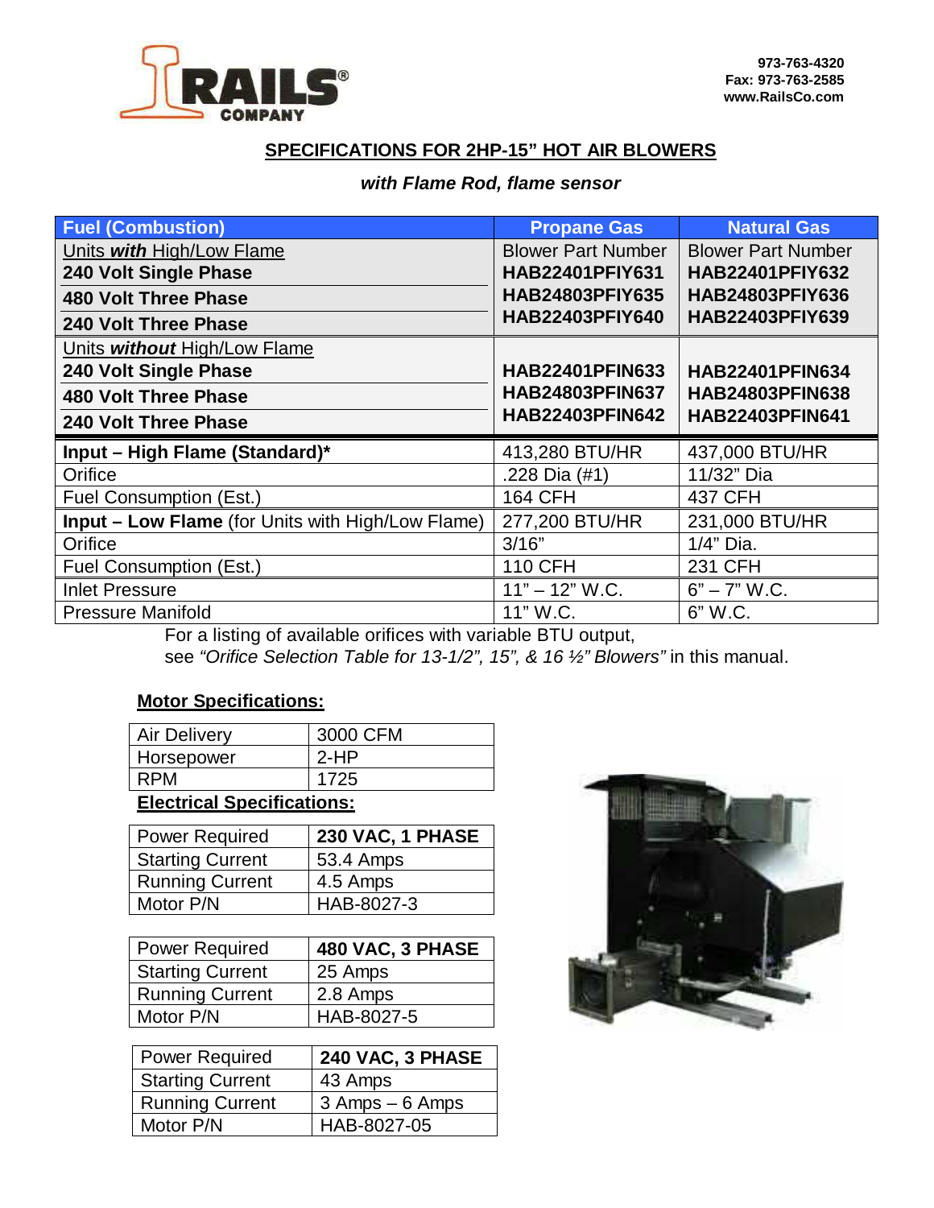973-763-4320
Fax: 973-763-2585
www.RailsCo.com

## SPECIFICATIONS FOR 2HP-15" HOT AIR BLOWERS

***with Flame Rod, flame sensor***

| Fuel (Combustion) | Propane Gas | Natural Gas |
|---|---|---|
| Units ***with*** High/Low Flame | Blower Part Number | Blower Part Number |
| **240 Volt Single Phase** | **HAB22401PFIY631** | **HAB22401PFIY632** |
| **480 Volt Three Phase** | **HAB24803PFIY635** | **HAB24803PFIY636** |
| **240 Volt Three Phase** | **HAB22403PFIY640** | **HAB22403PFIY639** |
| Units ***without*** High/Low Flame | | |
| **240 Volt Single Phase** | **HAB22401PFIN633** | **HAB22401PFIN634** |
| **480 Volt Three Phase** | **HAB24803PFIN637** | **HAB24803PFIN638** |
| **240 Volt Three Phase** | **HAB22403PFIN642** | **HAB22403PFIN641** |
| **Input – High Flame (Standard)*** | 413,280 BTU/HR | 437,000 BTU/HR |
| Orifice | .228 Dia (#1) | 11/32" Dia |
| Fuel Consumption (Est.) | 164 CFH | 437 CFH |
| **Input – Low Flame** (for Units with High/Low Flame) | 277,200 BTU/HR | 231,000 BTU/HR |
| Orifice | 3/16" | 1/4" Dia. |
| Fuel Consumption (Est.) | 110 CFH | 231 CFH |
| Inlet Pressure | 11" – 12" W.C. | 6" – 7" W.C. |
| Pressure Manifold | 11" W.C. | 6" W.C. |

For a listing of available orifices with variable BTU output, see *"Orifice Selection Table for 13-1/2", 15", & 16 ½" Blowers"* in this manual.

### Motor Specifications:

| Air Delivery | 3000 CFM |
|---|---|
| Horsepower | 2-HP |
| RPM | 1725 |

### Electrical Specifications:

| Power Required | **230 VAC, 1 PHASE** |
|---|---|
| Starting Current | 53.4 Amps |
| Running Current | 4.5 Amps |
| Motor P/N | HAB-8027-3 |

| Power Required | **480 VAC, 3 PHASE** |
|---|---|
| Starting Current | 25 Amps |
| Running Current | 2.8 Amps |
| Motor P/N | HAB-8027-5 |

| Power Required | **240 VAC, 3 PHASE** |
|---|---|
| Starting Current | 43 Amps |
| Running Current | 3 Amps – 6 Amps |
| Motor P/N | HAB-8027-05 |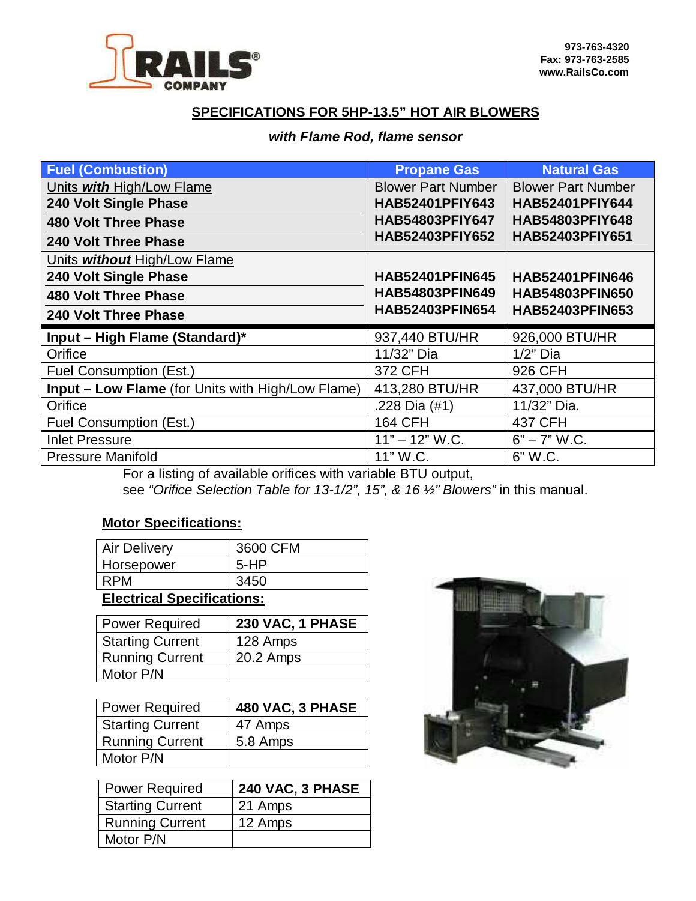RAILS® COMPANY

973-763-4320
Fax: 973-763-2585
www.RailsCo.com

## SPECIFICATIONS FOR 5HP-13.5" HOT AIR BLOWERS

*with Flame Rod, flame sensor*

| Fuel (Combustion) | Propane Gas | Natural Gas |
|---|---|---|
| Units ***with*** High/Low Flame | Blower Part Number | Blower Part Number |
| **240 Volt Single Phase** | **HAB52401PFIY643** | **HAB52401PFIY644** |
| **480 Volt Three Phase** | **HAB54803PFIY647** | **HAB54803PFIY648** |
| **240 Volt Three Phase** | **HAB52403PFIY652** | **HAB52403PFIY651** |
| Units ***without*** High/Low Flame | | |
| **240 Volt Single Phase** | **HAB52401PFIN645** | **HAB52401PFIN646** |
| **480 Volt Three Phase** | **HAB54803PFIN649** | **HAB54803PFIN650** |
| **240 Volt Three Phase** | **HAB52403PFIN654** | **HAB52403PFIN653** |
| **Input – High Flame (Standard)*** | 937,440 BTU/HR | 926,000 BTU/HR |
| Orifice | 11/32" Dia | 1/2" Dia |
| Fuel Consumption (Est.) | 372 CFH | 926 CFH |
| **Input – Low Flame** (for Units with High/Low Flame) | 413,280 BTU/HR | 437,000 BTU/HR |
| Orifice | .228 Dia (#1) | 11/32" Dia. |
| Fuel Consumption (Est.) | 164 CFH | 437 CFH |
| Inlet Pressure | 11" – 12" W.C. | 6" – 7" W.C. |
| Pressure Manifold | 11" W.C. | 6" W.C. |

For a listing of available orifices with variable BTU output, see *"Orifice Selection Table for 13-1/2", 15", & 16 ½" Blowers"* in this manual.

**Motor Specifications:**

| | |
|---|---|
| Air Delivery | 3600 CFM |
| Horsepower | 5-HP |
| RPM | 3450 |

**Electrical Specifications:**

| | |
|---|---|
| Power Required | **230 VAC, 1 PHASE** |
| Starting Current | 128 Amps |
| Running Current | 20.2 Amps |
| Motor P/N | |

| | |
|---|---|
| Power Required | **480 VAC, 3 PHASE** |
| Starting Current | 47 Amps |
| Running Current | 5.8 Amps |
| Motor P/N | |

| | |
|---|---|
| Power Required | **240 VAC, 3 PHASE** |
| Starting Current | 21 Amps |
| Running Current | 12 Amps |
| Motor P/N | |